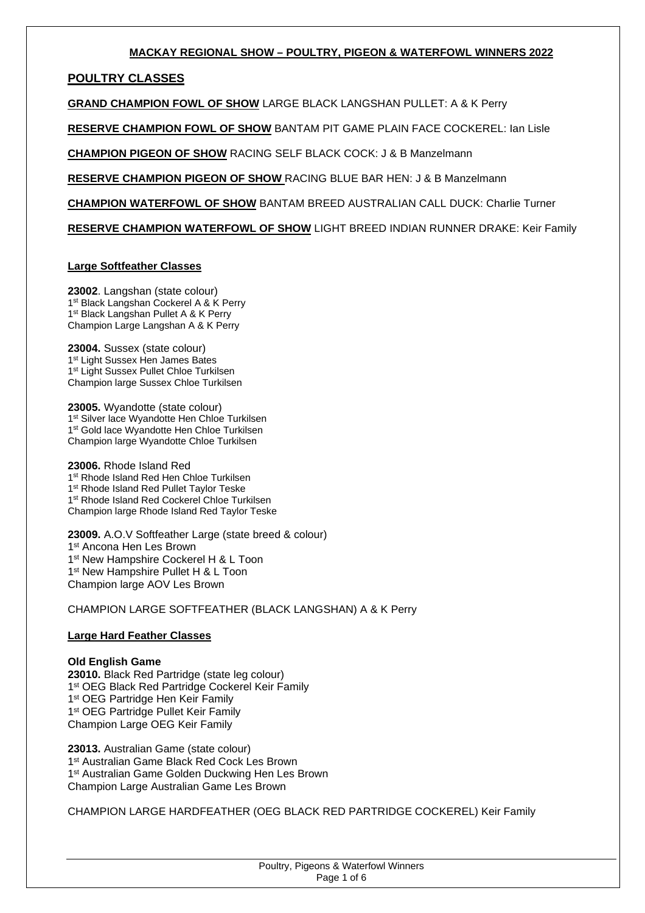# MACKAY REGIONAL SHOW – POULTRY, PIGEON & WATERFOWL WINNERS 2022

## POULTRY CLASSES

**GRAND CHAMPION FOWL OF SHOW** LARGE BLACK LANGSHAN PULLET: A & K Perry

**RESERVE CHAMPION FOWL OF SHOW** BANTAM PIT GAME PLAIN FACE COCKEREL: Ian Lisle

**CHAMPION PIGEON OF SHOW** RACING SELF BLACK COCK: J & B Manzelmann

**RESERVE CHAMPION PIGEON OF SHOW** RACING BLUE BAR HEN: J & B Manzelmann

**CHAMPION WATERFOWL OF SHOW** BANTAM BREED AUSTRALIAN CALL DUCK: Charlie Turner

**RESERVE CHAMPION WATERFOWL OF SHOW** LIGHT BREED INDIAN RUNNER DRAKE: Keir Family

### Large Softfeather Classes

**23002**. Langshan (state colour)
1st Black Langshan Cockerel A & K Perry
1st Black Langshan Pullet A & K Perry
Champion Large Langshan A & K Perry

**23004.** Sussex (state colour)
1st Light Sussex Hen James Bates
1st Light Sussex Pullet Chloe Turkilsen
Champion large Sussex Chloe Turkilsen

**23005.** Wyandotte (state colour)
1st Silver lace Wyandotte Hen Chloe Turkilsen
1st Gold lace Wyandotte Hen Chloe Turkilsen
Champion large Wyandotte Chloe Turkilsen

**23006.** Rhode Island Red
1st Rhode Island Red Hen Chloe Turkilsen
1st Rhode Island Red Pullet Taylor Teske
1st Rhode Island Red Cockerel Chloe Turkilsen
Champion large Rhode Island Red Taylor Teske

**23009.** A.O.V Softfeather Large (state breed & colour)
1st Ancona Hen Les Brown
1st New Hampshire Cockerel H & L Toon
1st New Hampshire Pullet H & L Toon
Champion large AOV Les Brown

CHAMPION LARGE SOFTFEATHER (BLACK LANGSHAN) A & K Perry

### Large Hard Feather Classes

**Old English Game**
**23010.** Black Red Partridge (state leg colour)
1st OEG Black Red Partridge Cockerel Keir Family
1st OEG Partridge Hen Keir Family
1st OEG Partridge Pullet Keir Family
Champion Large OEG Keir Family

**23013.** Australian Game (state colour)
1st Australian Game Black Red Cock Les Brown
1st Australian Game Golden Duckwing Hen Les Brown
Champion Large Australian Game Les Brown

CHAMPION LARGE HARDFEATHER (OEG BLACK RED PARTRIDGE COCKEREL) Keir Family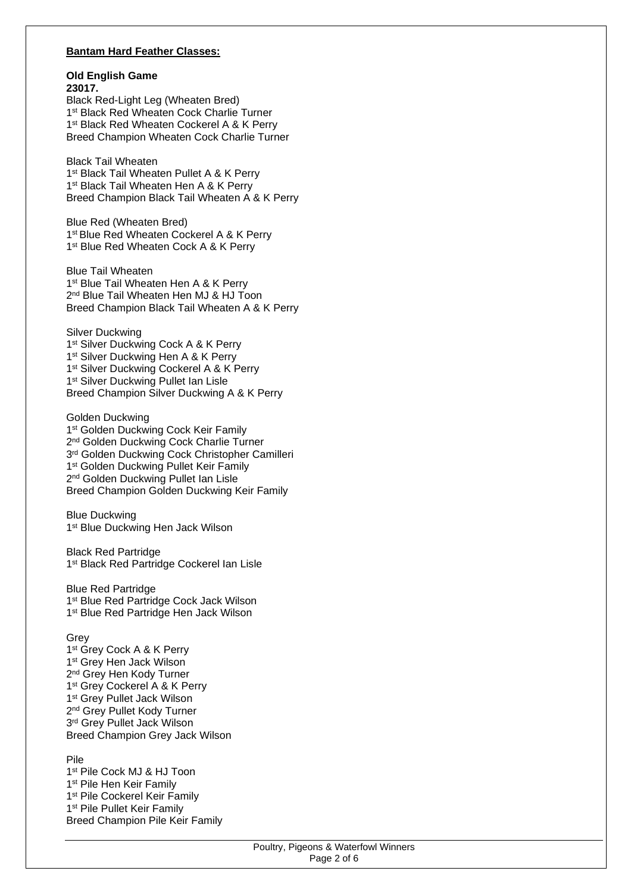**Bantam Hard Feather Classes:**

**Old English Game**
**23017.**
Black Red-Light Leg (Wheaten Bred)
1st Black Red Wheaten Cock Charlie Turner
1st Black Red Wheaten Cockerel A & K Perry
Breed Champion Wheaten Cock Charlie Turner

Black Tail Wheaten
1st Black Tail Wheaten Pullet A & K Perry
1st Black Tail Wheaten Hen A & K Perry
Breed Champion Black Tail Wheaten A & K Perry

Blue Red (Wheaten Bred)
1st Blue Red Wheaten Cockerel A & K Perry
1st Blue Red Wheaten Cock A & K Perry

Blue Tail Wheaten
1st Blue Tail Wheaten Hen A & K Perry
2nd Blue Tail Wheaten Hen MJ & HJ Toon
Breed Champion Black Tail Wheaten A & K Perry

Silver Duckwing
1st Silver Duckwing Cock A & K Perry
1st Silver Duckwing Hen A & K Perry
1st Silver Duckwing Cockerel A & K Perry
1st Silver Duckwing Pullet Ian Lisle
Breed Champion Silver Duckwing A & K Perry

Golden Duckwing
1st Golden Duckwing Cock Keir Family
2nd Golden Duckwing Cock Charlie Turner
3rd Golden Duckwing Cock Christopher Camilleri
1st Golden Duckwing Pullet Keir Family
2nd Golden Duckwing Pullet Ian Lisle
Breed Champion Golden Duckwing Keir Family

Blue Duckwing
1st Blue Duckwing Hen Jack Wilson

Black Red Partridge
1st Black Red Partridge Cockerel Ian Lisle

Blue Red Partridge
1st Blue Red Partridge Cock Jack Wilson
1st Blue Red Partridge Hen Jack Wilson

Grey
1st Grey Cock A & K Perry
1st Grey Hen Jack Wilson
2nd Grey Hen Kody Turner
1st Grey Cockerel A & K Perry
1st Grey Pullet Jack Wilson
2nd Grey Pullet Kody Turner
3rd Grey Pullet Jack Wilson
Breed Champion Grey Jack Wilson

Pile
1st Pile Cock MJ & HJ Toon
1st Pile Hen Keir Family
1st Pile Cockerel Keir Family
1st Pile Pullet Keir Family
Breed Champion Pile Keir Family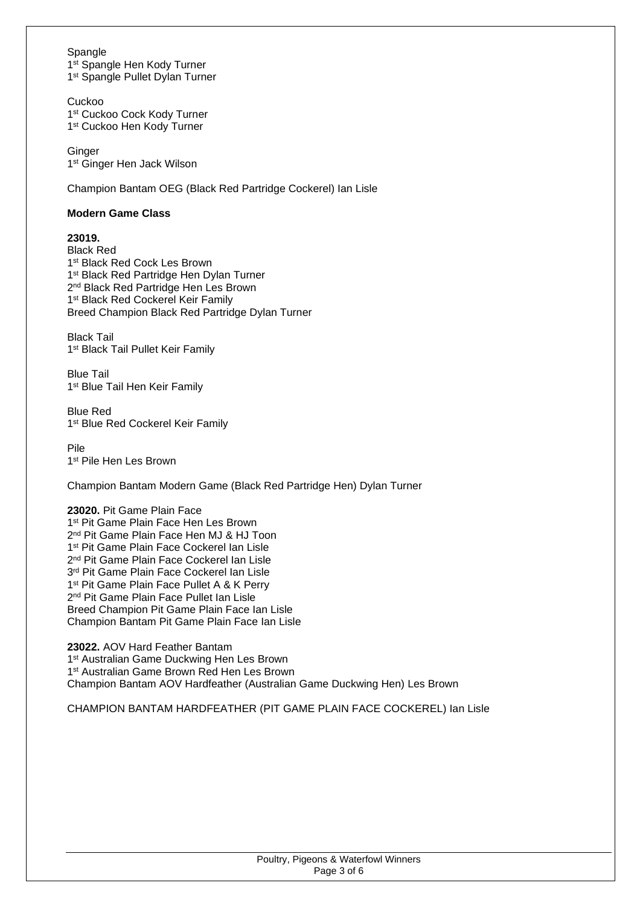Spangle
1st Spangle Hen Kody Turner
1st Spangle Pullet Dylan Turner

Cuckoo
1st Cuckoo Cock Kody Turner
1st Cuckoo Hen Kody Turner

Ginger
1st Ginger Hen Jack Wilson

Champion Bantam OEG (Black Red Partridge Cockerel) Ian Lisle

**Modern Game Class**

**23019.**
Black Red
1st Black Red Cock Les Brown
1st Black Red Partridge Hen Dylan Turner
2nd Black Red Partridge Hen Les Brown
1st Black Red Cockerel Keir Family
Breed Champion Black Red Partridge Dylan Turner

Black Tail
1st Black Tail Pullet Keir Family

Blue Tail
1st Blue Tail Hen Keir Family

Blue Red
1st Blue Red Cockerel Keir Family

Pile
1st Pile Hen Les Brown

Champion Bantam Modern Game (Black Red Partridge Hen) Dylan Turner

**23020.** Pit Game Plain Face
1st Pit Game Plain Face Hen Les Brown
2nd Pit Game Plain Face Hen MJ & HJ Toon
1st Pit Game Plain Face Cockerel Ian Lisle
2nd Pit Game Plain Face Cockerel Ian Lisle
3rd Pit Game Plain Face Cockerel Ian Lisle
1st Pit Game Plain Face Pullet A & K Perry
2nd Pit Game Plain Face Pullet Ian Lisle
Breed Champion Pit Game Plain Face Ian Lisle
Champion Bantam Pit Game Plain Face Ian Lisle

**23022.** AOV Hard Feather Bantam
1st Australian Game Duckwing Hen Les Brown
1st Australian Game Brown Red Hen Les Brown
Champion Bantam AOV Hardfeather (Australian Game Duckwing Hen) Les Brown

CHAMPION BANTAM HARDFEATHER (PIT GAME PLAIN FACE COCKEREL) Ian Lisle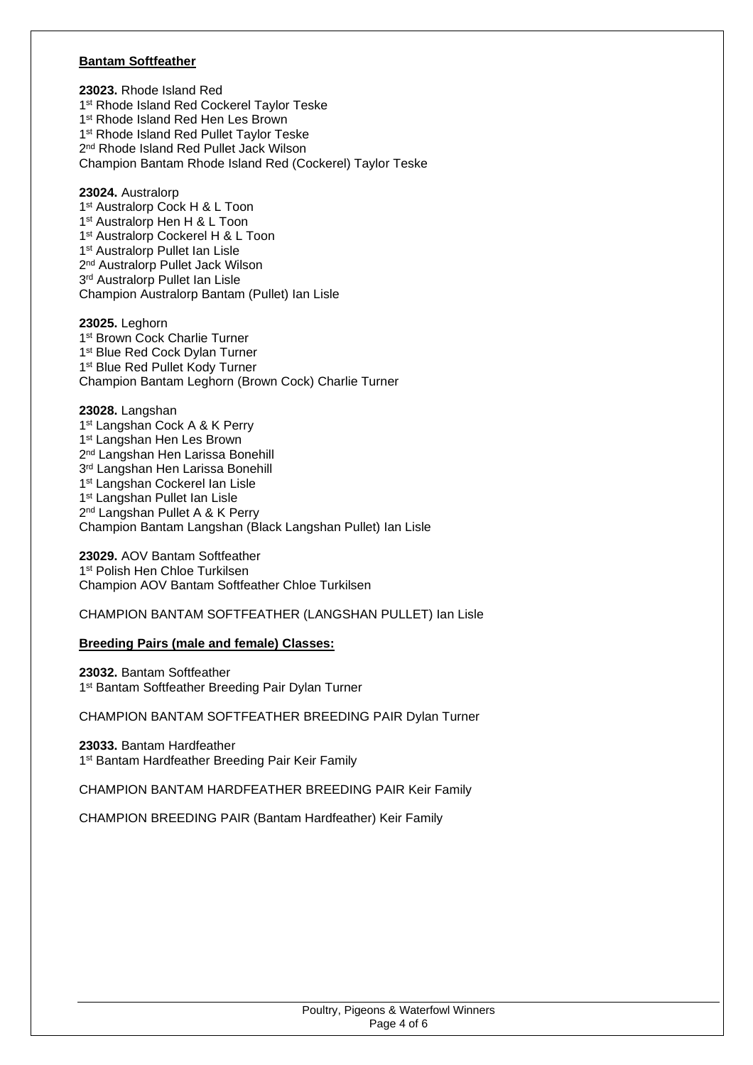**Bantam Softfeather**

**23023.** Rhode Island Red
1st Rhode Island Red Cockerel Taylor Teske
1st Rhode Island Red Hen Les Brown
1st Rhode Island Red Pullet Taylor Teske
2nd Rhode Island Red Pullet Jack Wilson
Champion Bantam Rhode Island Red (Cockerel) Taylor Teske

**23024.** Australorp
1st Australorp Cock H & L Toon
1st Australorp Hen H & L Toon
1st Australorp Cockerel H & L Toon
1st Australorp Pullet Ian Lisle
2nd Australorp Pullet Jack Wilson
3rd Australorp Pullet Ian Lisle
Champion Australorp Bantam (Pullet) Ian Lisle

**23025.** Leghorn
1st Brown Cock Charlie Turner
1st Blue Red Cock Dylan Turner
1st Blue Red Pullet Kody Turner
Champion Bantam Leghorn (Brown Cock) Charlie Turner

**23028.** Langshan
1st Langshan Cock A & K Perry
1st Langshan Hen Les Brown
2nd Langshan Hen Larissa Bonehill
3rd Langshan Hen Larissa Bonehill
1st Langshan Cockerel Ian Lisle
1st Langshan Pullet Ian Lisle
2nd Langshan Pullet A & K Perry
Champion Bantam Langshan (Black Langshan Pullet) Ian Lisle

**23029.** AOV Bantam Softfeather
1st Polish Hen Chloe Turkilsen
Champion AOV Bantam Softfeather Chloe Turkilsen

CHAMPION BANTAM SOFTFEATHER (LANGSHAN PULLET) Ian Lisle

**Breeding Pairs (male and female) Classes:**

**23032.** Bantam Softfeather
1st Bantam Softfeather Breeding Pair Dylan Turner

CHAMPION BANTAM SOFTFEATHER BREEDING PAIR Dylan Turner

**23033.** Bantam Hardfeather
1st Bantam Hardfeather Breeding Pair Keir Family

CHAMPION BANTAM HARDFEATHER BREEDING PAIR Keir Family

CHAMPION BREEDING PAIR (Bantam Hardfeather) Keir Family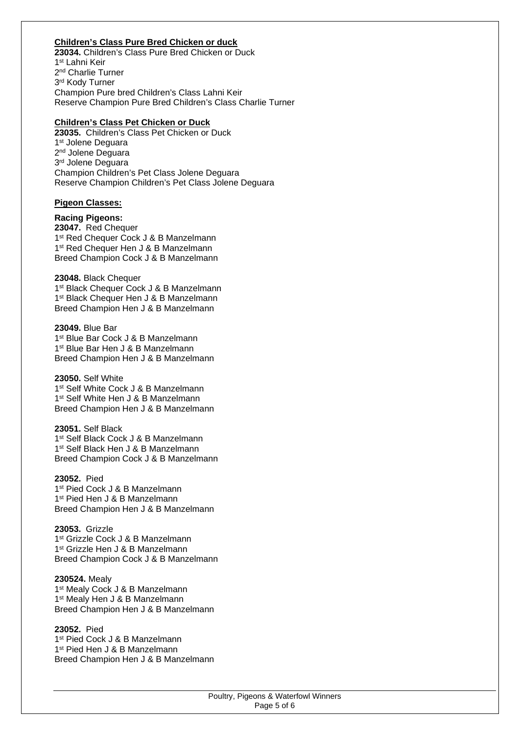**Children's Class Pure Bred Chicken or duck**

**23034.** Children's Class Pure Bred Chicken or Duck
1st Lahni Keir
2nd Charlie Turner
3rd Kody Turner
Champion Pure bred Children's Class Lahni Keir
Reserve Champion Pure Bred Children's Class Charlie Turner

**Children's Class Pet Chicken or Duck**

**23035.** Children's Class Pet Chicken or Duck
1st Jolene Deguara
2nd Jolene Deguara
3rd Jolene Deguara
Champion Children's Pet Class Jolene Deguara
Reserve Champion Children's Pet Class Jolene Deguara

**Pigeon Classes:**

**Racing Pigeons:**

**23047.** Red Chequer
1st Red Chequer Cock J & B Manzelmann
1st Red Chequer Hen J & B Manzelmann
Breed Champion Cock J & B Manzelmann

**23048.** Black Chequer
1st Black Chequer Cock J & B Manzelmann
1st Black Chequer Hen J & B Manzelmann
Breed Champion Hen J & B Manzelmann

**23049.** Blue Bar
1st Blue Bar Cock J & B Manzelmann
1st Blue Bar Hen J & B Manzelmann
Breed Champion Hen J & B Manzelmann

**23050.** Self White
1st Self White Cock J & B Manzelmann
1st Self White Hen J & B Manzelmann
Breed Champion Hen J & B Manzelmann

**23051.** Self Black
1st Self Black Cock J & B Manzelmann
1st Self Black Hen J & B Manzelmann
Breed Champion Cock J & B Manzelmann

**23052.** Pied
1st Pied Cock J & B Manzelmann
1st Pied Hen J & B Manzelmann
Breed Champion Hen J & B Manzelmann

**23053.** Grizzle
1st Grizzle Cock J & B Manzelmann
1st Grizzle Hen J & B Manzelmann
Breed Champion Cock J & B Manzelmann

**230524.** Mealy
1st Mealy Cock J & B Manzelmann
1st Mealy Hen J & B Manzelmann
Breed Champion Hen J & B Manzelmann

**23052.** Pied
1st Pied Cock J & B Manzelmann
1st Pied Hen J & B Manzelmann
Breed Champion Hen J & B Manzelmann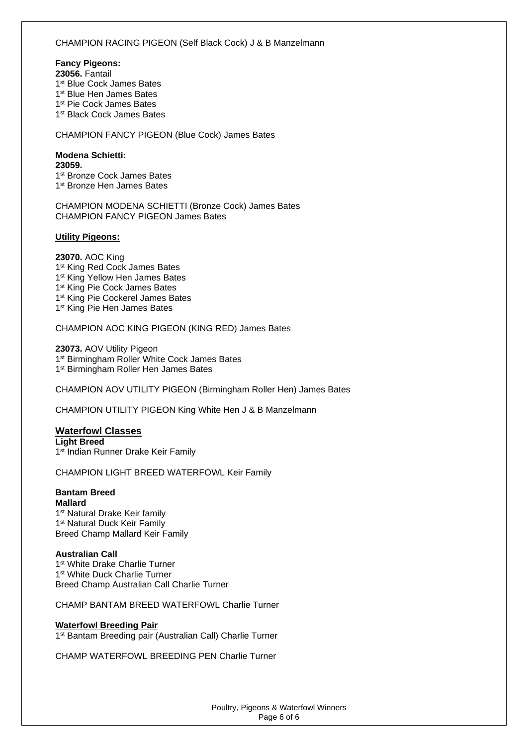CHAMPION RACING PIGEON (Self Black Cock) J & B Manzelmann

**Fancy Pigeons:**
**23056.** Fantail
1st Blue Cock James Bates
1st Blue Hen James Bates
1st Pie Cock James Bates
1st Black Cock James Bates

CHAMPION FANCY PIGEON (Blue Cock) James Bates

**Modena Schietti:**
**23059.**
1st Bronze Cock James Bates
1st Bronze Hen James Bates

CHAMPION MODENA SCHIETTI (Bronze Cock) James Bates
CHAMPION FANCY PIGEON James Bates

**Utility Pigeons:**

**23070.** AOC King
1st King Red Cock James Bates
1st King Yellow Hen James Bates
1st King Pie Cock James Bates
1st King Pie Cockerel James Bates
1st King Pie Hen James Bates

CHAMPION AOC KING PIGEON (KING RED) James Bates

**23073.** AOV Utility Pigeon
1st Birmingham Roller White Cock James Bates
1st Birmingham Roller Hen James Bates

CHAMPION AOV UTILITY PIGEON (Birmingham Roller Hen) James Bates

CHAMPION UTILITY PIGEON King White Hen J & B Manzelmann

## Waterfowl Classes

**Light Breed**
1st Indian Runner Drake Keir Family

CHAMPION LIGHT BREED WATERFOWL Keir Family

**Bantam Breed**
**Mallard**
1st Natural Drake Keir family
1st Natural Duck Keir Family
Breed Champ Mallard Keir Family

**Australian Call**
1st White Drake Charlie Turner
1st White Duck Charlie Turner
Breed Champ Australian Call Charlie Turner

CHAMP BANTAM BREED WATERFOWL Charlie Turner

**Waterfowl Breeding Pair**
1st Bantam Breeding pair (Australian Call) Charlie Turner

CHAMP WATERFOWL BREEDING PEN Charlie Turner